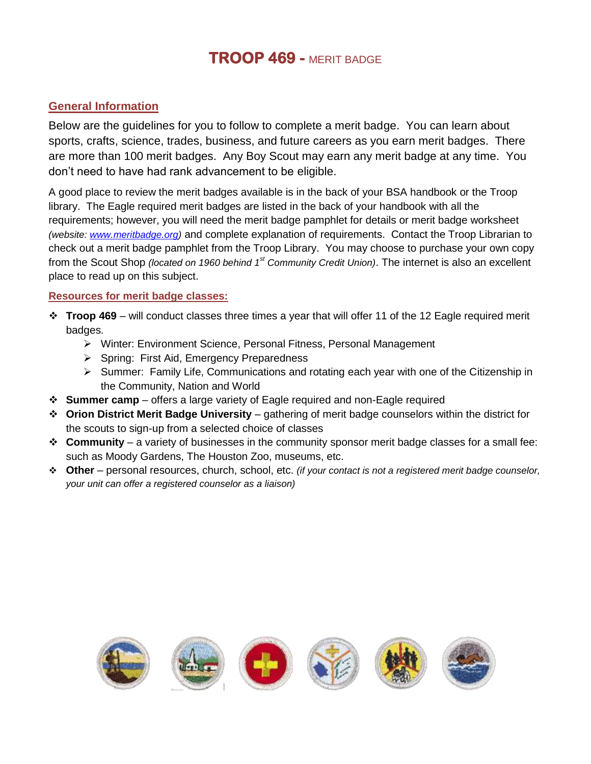# TROOP 469 - MERIT BADGE

## General Information

Below are the guidelines for you to follow to complete a merit badge. You can learn about sports, crafts, science, trades, business, and future careers as you earn merit badges. There are more than 100 merit badges. Any Boy Scout may earn any merit badge at any time. You don't need to have had rank advancement to be eligible.

A good place to review the merit badges available is in the back of your BSA handbook or the Troop library. The Eagle required merit badges are listed in the back of your handbook with all the requirements; however, you will need the merit badge pamphlet for details or merit badge worksheet *(website: www.meritbadge.org)* and complete explanation of requirements. Contact the Troop Librarian to check out a merit badge pamphlet from the Troop Library. You may choose to purchase your own copy from the Scout Shop *(located on 1960 behind 1st Community Credit Union)*. The internet is also an excellent place to read up on this subject.

### Resources for merit badge classes:

- **Troop 469** – will conduct classes three times a year that will offer 11 of the 12 Eagle required merit badges.
  - Winter: Environment Science, Personal Fitness, Personal Management
  - Spring: First Aid, Emergency Preparedness
  - Summer: Family Life, Communications and rotating each year with one of the Citizenship in the Community, Nation and World
- **Summer camp** – offers a large variety of Eagle required and non-Eagle required
- **Orion District Merit Badge University** – gathering of merit badge counselors within the district for the scouts to sign-up from a selected choice of classes
- **Community** – a variety of businesses in the community sponsor merit badge classes for a small fee: such as Moody Gardens, The Houston Zoo, museums, etc.
- **Other** – personal resources, church, school, etc. *(if your contact is not a registered merit badge counselor, your unit can offer a registered counselor as a liaison)*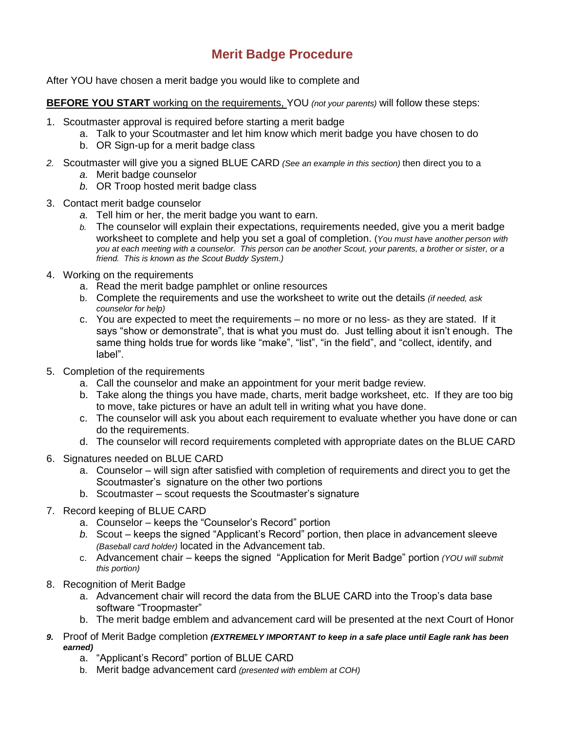# Merit Badge Procedure

After YOU have chosen a merit badge you would like to complete and

**BEFORE YOU START** working on the requirements, YOU *(not your parents)* will follow these steps:

1. Scoutmaster approval is required before starting a merit badge
   a. Talk to your Scoutmaster and let him know which merit badge you have chosen to do
   b. OR Sign-up for a merit badge class
2. Scoutmaster will give you a signed BLUE CARD *(See an example in this section)* then direct you to a
   a. Merit badge counselor
   b. OR Troop hosted merit badge class
3. Contact merit badge counselor
   a. Tell him or her, the merit badge you want to earn.
   b. The counselor will explain their expectations, requirements needed, give you a merit badge worksheet to complete and help you set a goal of completion. (*You must have another person with you at each meeting with a counselor. This person can be another Scout, your parents, a brother or sister, or a friend. This is known as the Scout Buddy System.)*
4. Working on the requirements
   a. Read the merit badge pamphlet or online resources
   b. Complete the requirements and use the worksheet to write out the details *(if needed, ask counselor for help)*
   c. You are expected to meet the requirements – no more or no less- as they are stated. If it says "show or demonstrate", that is what you must do. Just telling about it isn't enough. The same thing holds true for words like "make", "list", "in the field", and "collect, identify, and label".
5. Completion of the requirements
   a. Call the counselor and make an appointment for your merit badge review.
   b. Take along the things you have made, charts, merit badge worksheet, etc. If they are too big to move, take pictures or have an adult tell in writing what you have done.
   c. The counselor will ask you about each requirement to evaluate whether you have done or can do the requirements.
   d. The counselor will record requirements completed with appropriate dates on the BLUE CARD
6. Signatures needed on BLUE CARD
   a. Counselor – will sign after satisfied with completion of requirements and direct you to get the Scoutmaster's signature on the other two portions
   b. Scoutmaster – scout requests the Scoutmaster's signature
7. Record keeping of BLUE CARD
   a. Counselor – keeps the "Counselor's Record" portion
   b. Scout – keeps the signed "Applicant's Record" portion, then place in advancement sleeve *(Baseball card holder)* located in the Advancement tab.
   c. Advancement chair – keeps the signed "Application for Merit Badge" portion *(YOU will submit this portion)*
8. Recognition of Merit Badge
   a. Advancement chair will record the data from the BLUE CARD into the Troop's data base software "Troopmaster"
   b. The merit badge emblem and advancement card will be presented at the next Court of Honor
9. Proof of Merit Badge completion ***(EXTREMELY IMPORTANT to keep in a safe place until Eagle rank has been earned)***
   a. "Applicant's Record" portion of BLUE CARD
   b. Merit badge advancement card *(presented with emblem at COH)*